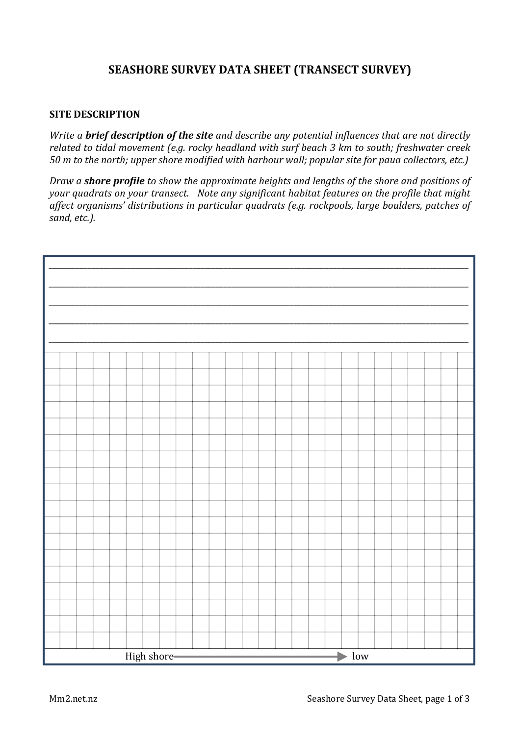# SEASHORE SURVEY DATA SHEET (TRANSECT SURVEY)

## SITE DESCRIPTION

*Write a **brief description of the site** and describe any potential influences that are not directly related to tidal movement (e.g. rocky headland with surf beach 3 km to south; freshwater creek 50 m to the north; upper shore modified with harbour wall; popular site for paua collectors, etc.)*

*Draw a **shore profile** to show the approximate heights and lengths of the shore and positions of your quadrats on your transect. Note any significant habitat features on the profile that might affect organisms' distributions in particular quadrats (e.g. rockpools, large boulders, patches of sand, etc.).*

\_\_\_\_\_\_\_\_\_\_\_\_\_\_\_\_\_\_\_\_\_\_\_\_\_\_\_\_\_\_\_\_\_\_\_\_\_\_\_\_\_\_\_\_\_\_\_\_\_\_\_\_\_\_\_\_\_\_\_\_\_\_\_\_\_\_\_\_\_\_\_\_\_\_\_\_\_\_

\_\_\_\_\_\_\_\_\_\_\_\_\_\_\_\_\_\_\_\_\_\_\_\_\_\_\_\_\_\_\_\_\_\_\_\_\_\_\_\_\_\_\_\_\_\_\_\_\_\_\_\_\_\_\_\_\_\_\_\_\_\_\_\_\_\_\_\_\_\_\_\_\_\_\_\_\_\_

\_\_\_\_\_\_\_\_\_\_\_\_\_\_\_\_\_\_\_\_\_\_\_\_\_\_\_\_\_\_\_\_\_\_\_\_\_\_\_\_\_\_\_\_\_\_\_\_\_\_\_\_\_\_\_\_\_\_\_\_\_\_\_\_\_\_\_\_\_\_\_\_\_\_\_\_\_\_

\_\_\_\_\_\_\_\_\_\_\_\_\_\_\_\_\_\_\_\_\_\_\_\_\_\_\_\_\_\_\_\_\_\_\_\_\_\_\_\_\_\_\_\_\_\_\_\_\_\_\_\_\_\_\_\_\_\_\_\_\_\_\_\_\_\_\_\_\_\_\_\_\_\_\_\_\_\_

\_\_\_\_\_\_\_\_\_\_\_\_\_\_\_\_\_\_\_\_\_\_\_\_\_\_\_\_\_\_\_\_\_\_\_\_\_\_\_\_\_\_\_\_\_\_\_\_\_\_\_\_\_\_\_\_\_\_\_\_\_\_\_\_\_\_\_\_\_\_\_\_\_\_\_\_\_\_

High shore → low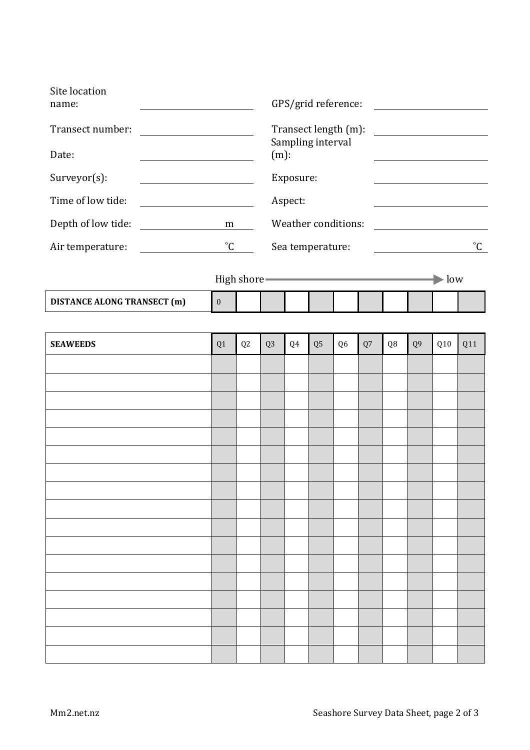| | | | |
|---|---|---|---|
| Site location name: | | GPS/grid reference: | |
| Transect number: | | Transect length (m): | |
| Date: | | Sampling interval (m): | |
| Surveyor(s): | | Exposure: | |
| Time of low tide: | | Aspect: | |
| Depth of low tide: | m | Weather conditions: | |
| Air temperature: | ˚C | Sea temperature: | ˚C |

High shore → low

| DISTANCE ALONG TRANSECT (m) | 0 | | | | | | | | | | |
|---|---|---|---|---|---|---|---|---|---|---|---|

| SEAWEEDS | Q1 | Q2 | Q3 | Q4 | Q5 | Q6 | Q7 | Q8 | Q9 | Q10 | Q11 |
|---|---|---|---|---|---|---|---|---|---|---|---|
| | | | | | | | | | | | |
| | | | | | | | | | | | |
| | | | | | | | | | | | |
| | | | | | | | | | | | |
| | | | | | | | | | | | |
| | | | | | | | | | | | |
| | | | | | | | | | | | |
| | | | | | | | | | | | |
| | | | | | | | | | | | |
| | | | | | | | | | | | |
| | | | | | | | | | | | |
| | | | | | | | | | | | |
| | | | | | | | | | | | |
| | | | | | | | | | | | |
| | | | | | | | | | | | |
| | | | | | | | | | | | |
| | | | | | | | | | | | |

Mm2.net.nz

Seashore Survey Data Sheet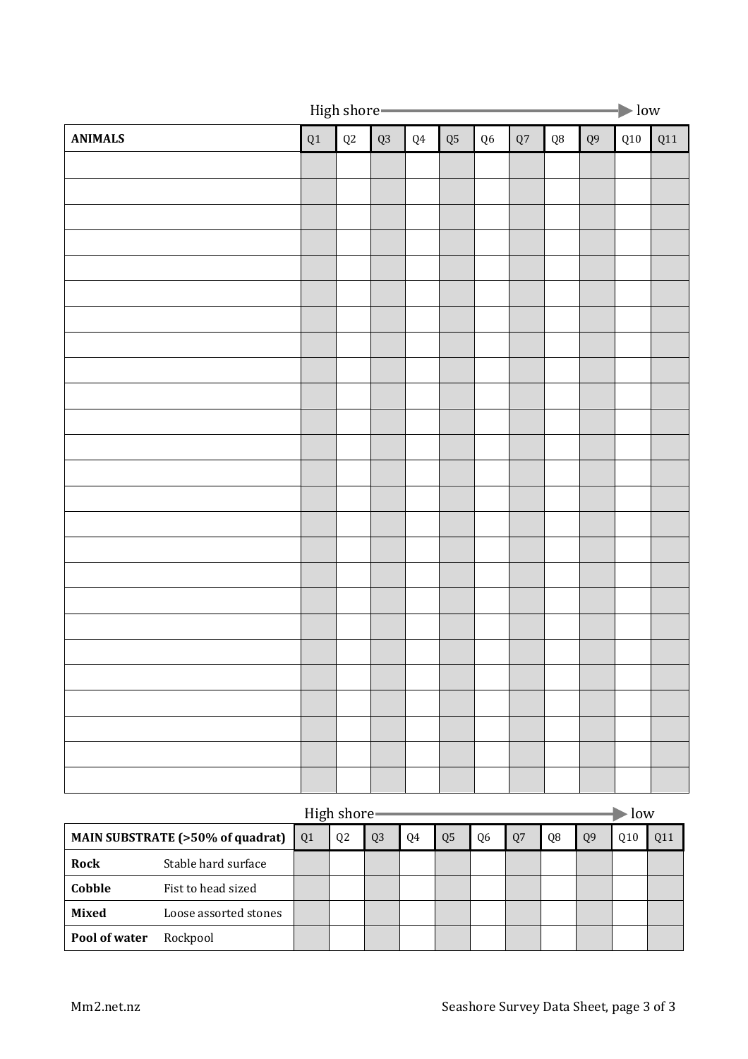High shore → low

| ANIMALS | Q1 | Q2 | Q3 | Q4 | Q5 | Q6 | Q7 | Q8 | Q9 | Q10 | Q11 |
|---|---|---|---|---|---|---|---|---|---|---|---|
| | | | | | | | | | | | |
| | | | | | | | | | | | |
| | | | | | | | | | | | |
| | | | | | | | | | | | |
| | | | | | | | | | | | |
| | | | | | | | | | | | |
| | | | | | | | | | | | |
| | | | | | | | | | | | |
| | | | | | | | | | | | |
| | | | | | | | | | | | |
| | | | | | | | | | | | |
| | | | | | | | | | | | |
| | | | | | | | | | | | |
| | | | | | | | | | | | |
| | | | | | | | | | | | |
| | | | | | | | | | | | |
| | | | | | | | | | | | |
| | | | | | | | | | | | |
| | | | | | | | | | | | |
| | | | | | | | | | | | |
| | | | | | | | | | | | |
| | | | | | | | | | | | |
| | | | | | | | | | | | |
| | | | | | | | | | | | |
| | | | | | | | | | | | |

High shore → low

| MAIN SUBSTRATE (>50% of quadrat) | | Q1 | Q2 | Q3 | Q4 | Q5 | Q6 | Q7 | Q8 | Q9 | Q10 | Q11 |
|---|---|---|---|---|---|---|---|---|---|---|---|---|
| **Rock** | Stable hard surface | | | | | | | | | | | |
| **Cobble** | Fist to head sized | | | | | | | | | | | |
| **Mixed** | Loose assorted stones | | | | | | | | | | | |
| **Pool of water** | Rockpool | | | | | | | | | | | |

Mm2.net.nz